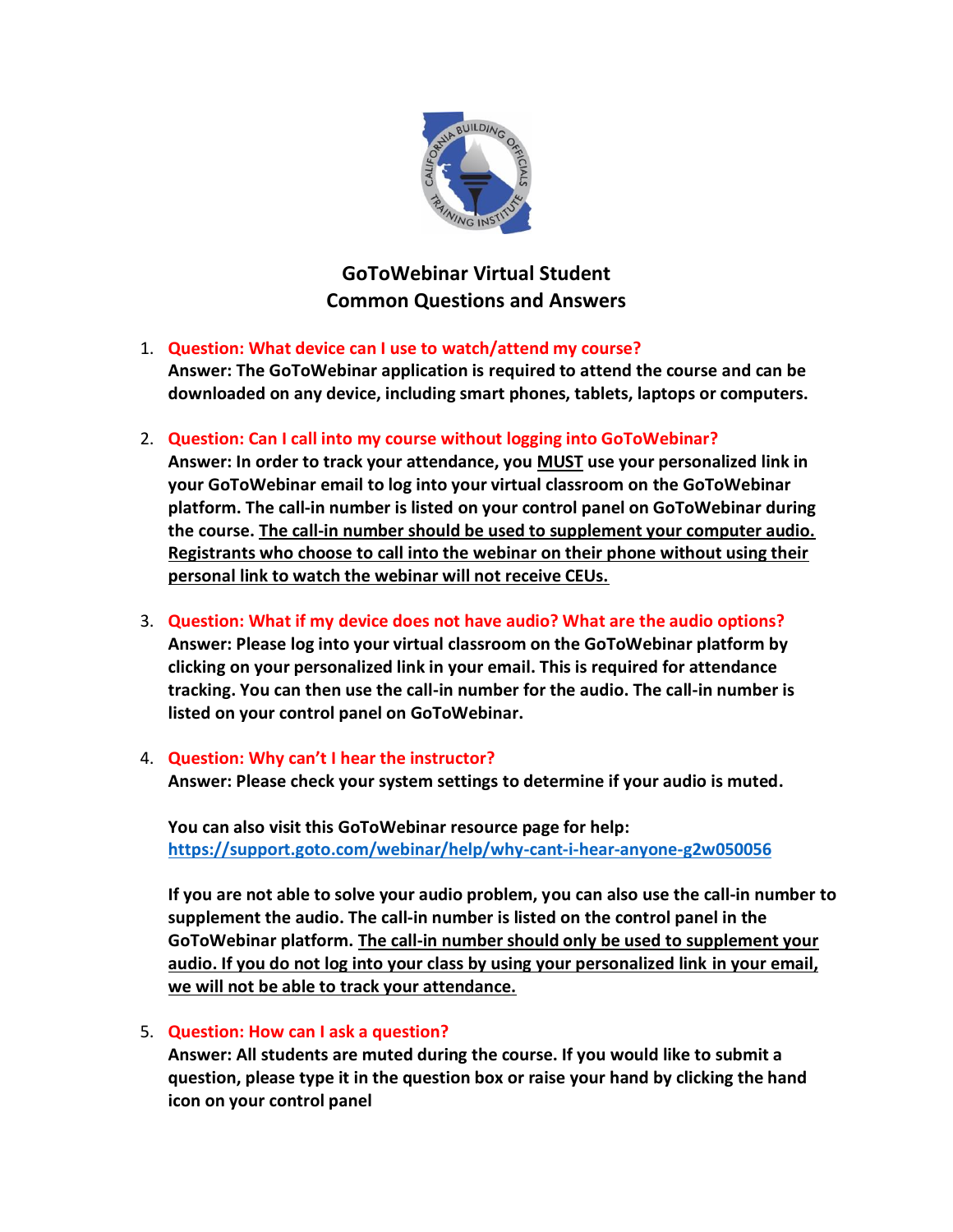# GoToWebinar Virtual Student
# Common Questions and Answers

1. **Question: What device can I use to watch/attend my course?**
   **Answer: The GoToWebinar application is required to attend the course and can be downloaded on any device, including smart phones, tablets, laptops or computers.**

2. **Question: Can I call into my course without logging into GoToWebinar?**
   **Answer: In order to track your attendance, you MUST use your personalized link in your GoToWebinar email to log into your virtual classroom on the GoToWebinar platform. The call-in number is listed on your control panel on GoToWebinar during the course. The call-in number should be used to supplement your computer audio. Registrants who choose to call into the webinar on their phone without using their personal link to watch the webinar will not receive CEUs.**

3. **Question: What if my device does not have audio? What are the audio options?**
   **Answer: Please log into your virtual classroom on the GoToWebinar platform by clicking on your personalized link in your email. This is required for attendance tracking. You can then use the call-in number for the audio. The call-in number is listed on your control panel on GoToWebinar.**

4. **Question: Why can't I hear the instructor?**
   **Answer: Please check your system settings to determine if your audio is muted.**

   **You can also visit this GoToWebinar resource page for help:**
   **https://support.goto.com/webinar/help/why-cant-i-hear-anyone-g2w050056**

   **If you are not able to solve your audio problem, you can also use the call-in number to supplement the audio. The call-in number is listed on the control panel in the GoToWebinar platform. The call-in number should only be used to supplement your audio. If you do not log into your class by using your personalized link in your email, we will not be able to track your attendance.**

5. **Question: How can I ask a question?**
   **Answer: All students are muted during the course. If you would like to submit a question, please type it in the question box or raise your hand by clicking the hand icon on your control panel**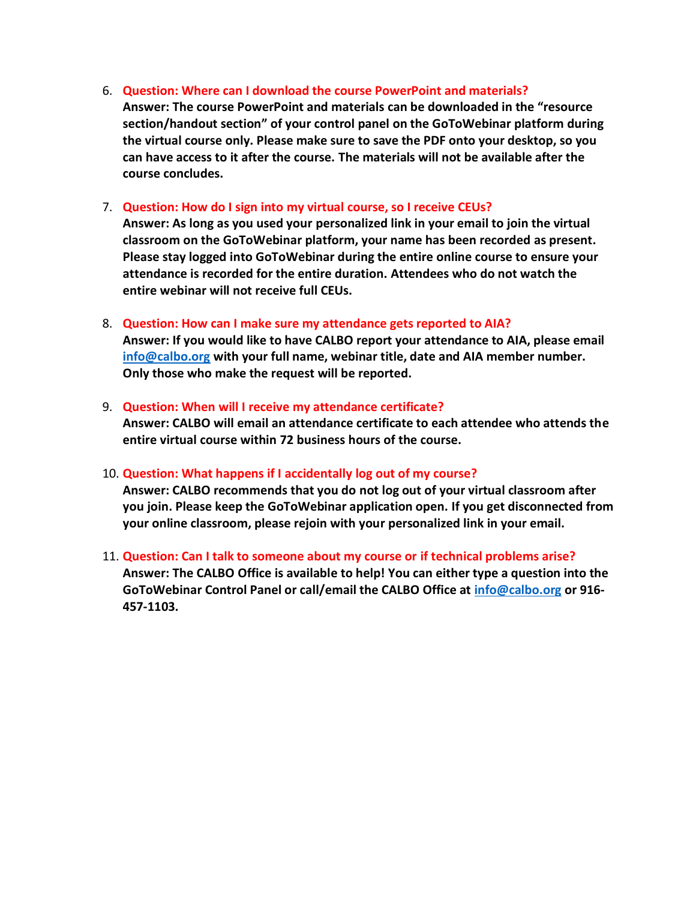6. **Question: Where can I download the course PowerPoint and materials?**
   **Answer: The course PowerPoint and materials can be downloaded in the "resource section/handout section" of your control panel on the GoToWebinar platform during the virtual course only. Please make sure to save the PDF onto your desktop, so you can have access to it after the course. The materials will not be available after the course concludes.**

7. **Question: How do I sign into my virtual course, so I receive CEUs?**
   **Answer: As long as you used your personalized link in your email to join the virtual classroom on the GoToWebinar platform, your name has been recorded as present. Please stay logged into GoToWebinar during the entire online course to ensure your attendance is recorded for the entire duration. Attendees who do not watch the entire webinar will not receive full CEUs.**

8. **Question: How can I make sure my attendance gets reported to AIA?**
   **Answer: If you would like to have CALBO report your attendance to AIA, please email info@calbo.org with your full name, webinar title, date and AIA member number. Only those who make the request will be reported.**

9. **Question: When will I receive my attendance certificate?**
   **Answer: CALBO will email an attendance certificate to each attendee who attends the entire virtual course within 72 business hours of the course.**

10. **Question: What happens if I accidentally log out of my course?**
    **Answer: CALBO recommends that you do not log out of your virtual classroom after you join. Please keep the GoToWebinar application open. If you get disconnected from your online classroom, please rejoin with your personalized link in your email.**

11. **Question: Can I talk to someone about my course or if technical problems arise?**
    **Answer: The CALBO Office is available to help! You can either type a question into the GoToWebinar Control Panel or call/email the CALBO Office at info@calbo.org or 916-457-1103.**